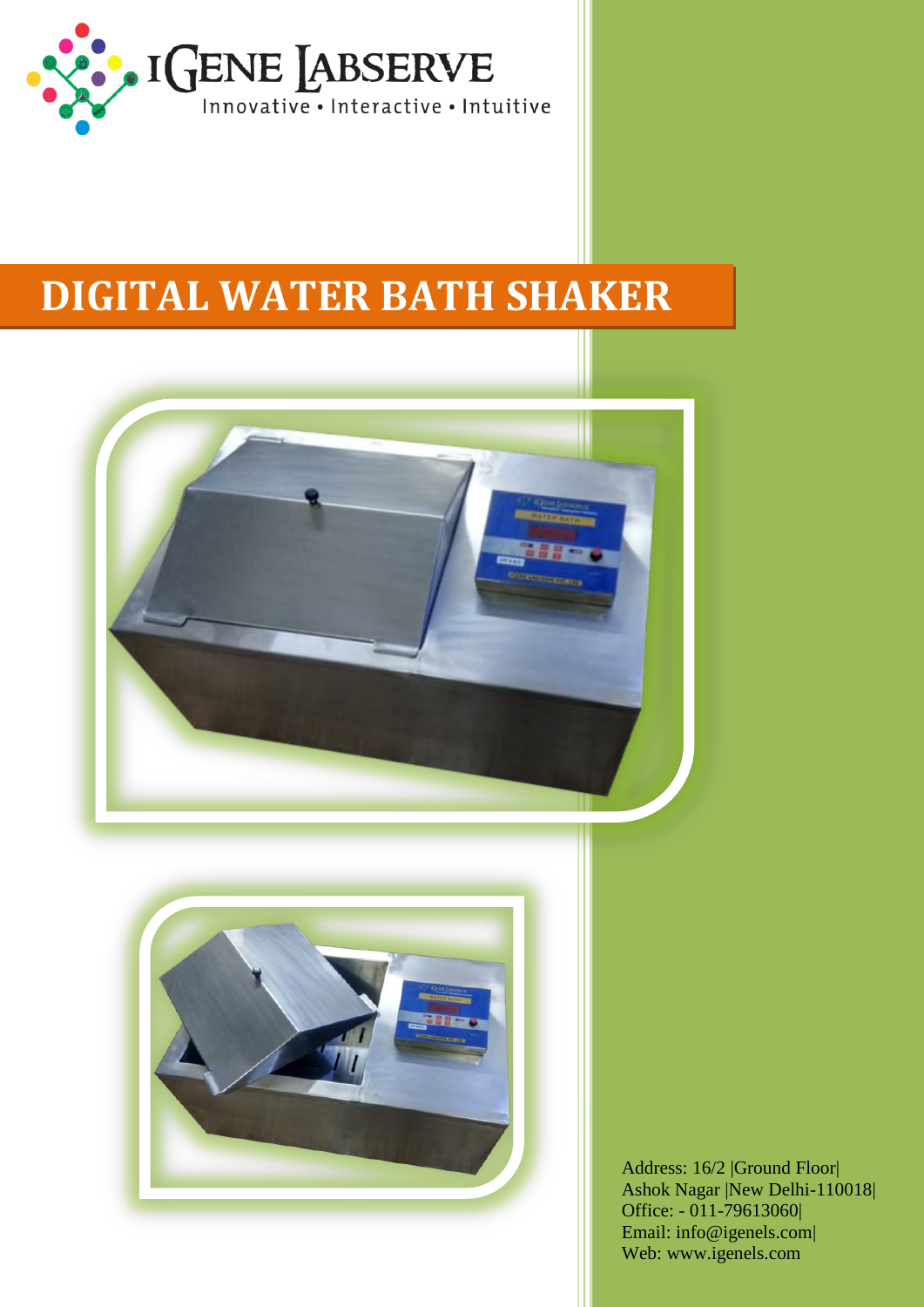IGENE LABSERVE

Innovative • Interactive • Intuitive

# DIGITAL WATER BATH SHAKER

Address: 16/2 |Ground Floor|
Ashok Nagar |New Delhi-110018|
Office: - 011-79613060|
Email: info@igenels.com|
Web: www.igenels.com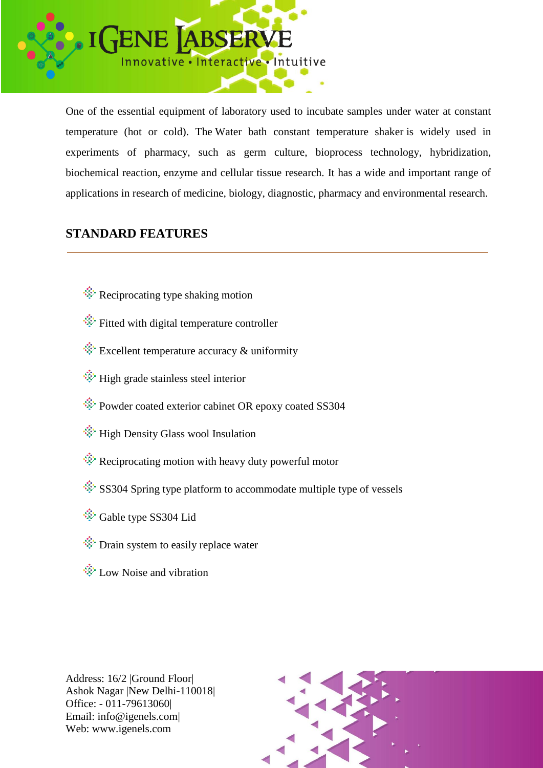One of the essential equipment of laboratory used to incubate samples under water at constant temperature (hot or cold). The Water bath constant temperature shaker is widely used in experiments of pharmacy, such as germ culture, bioprocess technology, hybridization, biochemical reaction, enzyme and cellular tissue research. It has a wide and important range of applications in research of medicine, biology, diagnostic, pharmacy and environmental research.

## STANDARD FEATURES

- Reciprocating type shaking motion
- Fitted with digital temperature controller
- Excellent temperature accuracy & uniformity
- High grade stainless steel interior
- Powder coated exterior cabinet OR epoxy coated SS304
- High Density Glass wool Insulation
- Reciprocating motion with heavy duty powerful motor
- SS304 Spring type platform to accommodate multiple type of vessels
- Gable type SS304 Lid
- Drain system to easily replace water
- Low Noise and vibration

Address: 16/2 |Ground Floor|
Ashok Nagar |New Delhi-110018|
Office: - 011-79613060|
Email: info@igenels.com|
Web: www.igenels.com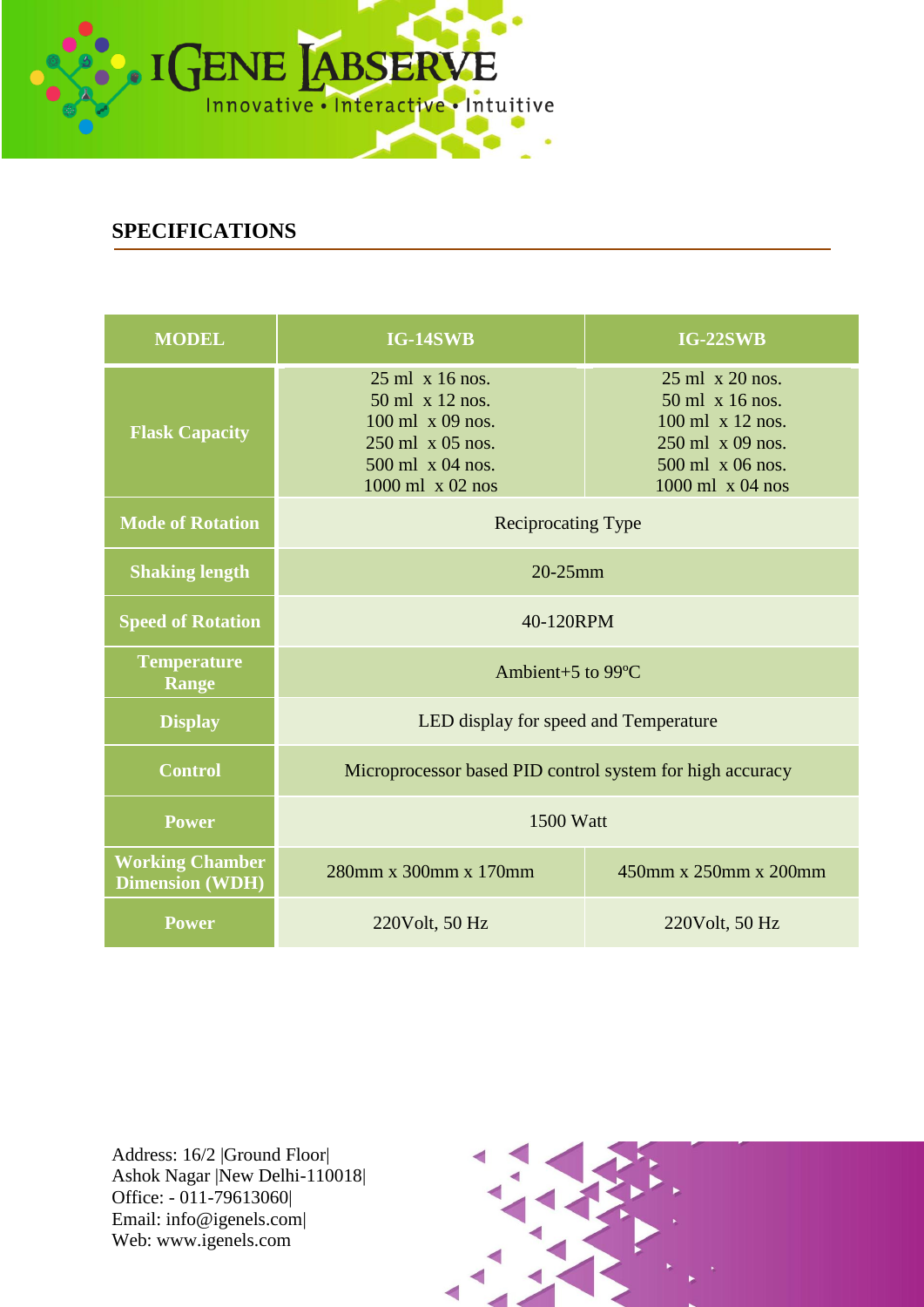## SPECIFICATIONS

| MODEL | IG-14SWB | IG-22SWB |
|---|---|---|
| Flask Capacity | 25 ml x 16 nos.<br>50 ml x 12 nos.<br>100 ml x 09 nos.<br>250 ml x 05 nos.<br>500 ml x 04 nos.<br>1000 ml x 02 nos | 25 ml x 20 nos.<br>50 ml x 16 nos.<br>100 ml x 12 nos.<br>250 ml x 09 nos.<br>500 ml x 06 nos.<br>1000 ml x 04 nos |
| Mode of Rotation | Reciprocating Type | |
| Shaking length | 20-25mm | |
| Speed of Rotation | 40-120RPM | |
| Temperature Range | Ambient+5 to 99ºC | |
| Display | LED display for speed and Temperature | |
| Control | Microprocessor based PID control system for high accuracy | |
| Power | 1500 Watt | |
| Working Chamber Dimension (WDH) | 280mm x 300mm x 170mm | 450mm x 250mm x 200mm |
| Power | 220Volt, 50 Hz | 220Volt, 50 Hz |

Address: 16/2 |Ground Floor|
Ashok Nagar |New Delhi-110018|
Office: - 011-79613060|
Email: info@igenels.com|
Web: www.igenels.com